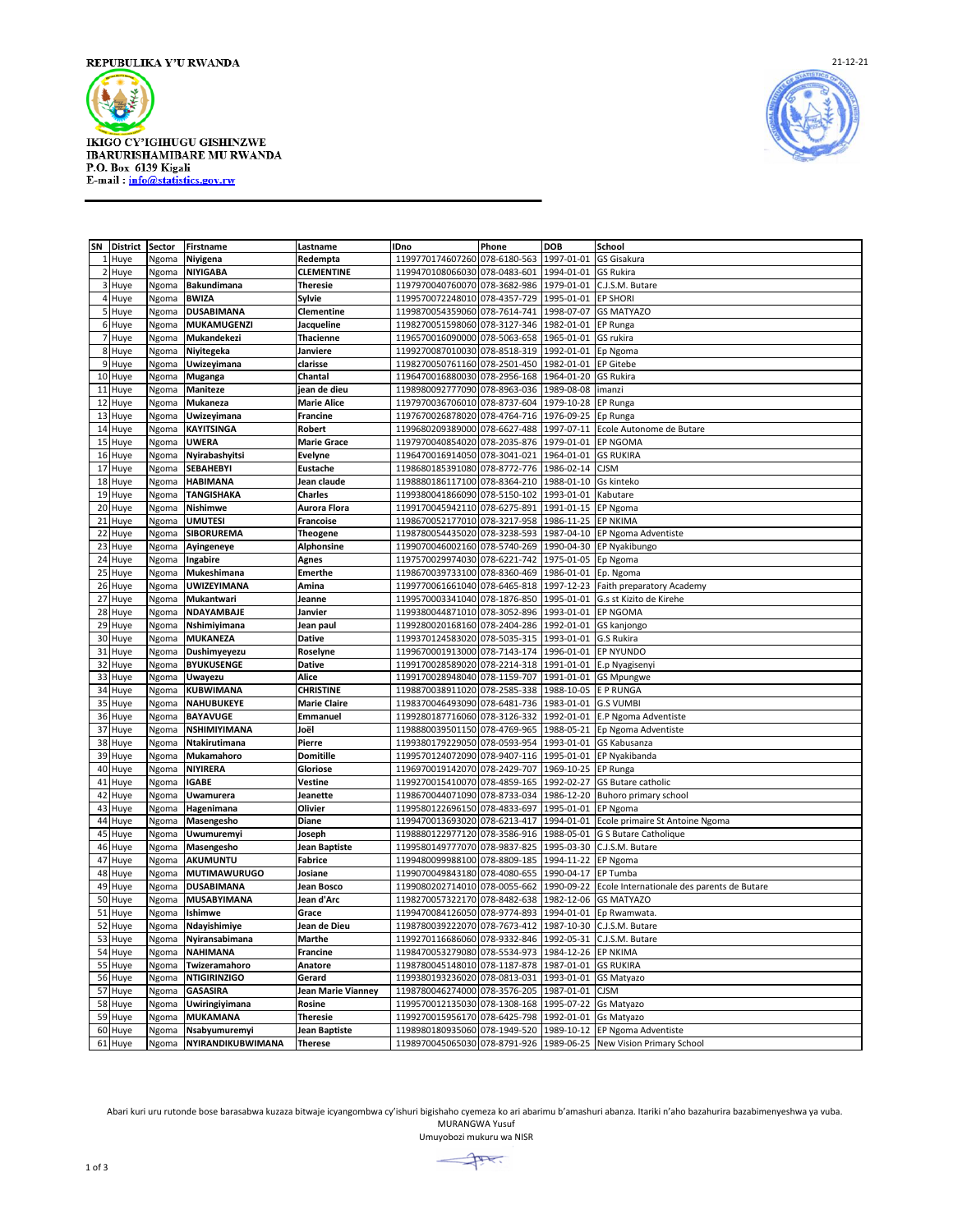REPUBULIKA Y'U RWANDA

21-12-21

IKIGO CY'IGIHUGU GISHINZWE
IBARURISHAMIBARE MU RWANDA
P.O. Box 6139 Kigali
E-mail : info@statistics.gov.rw

| SN | District | Sector | Firstname | Lastname | IDno | Phone | DOB | School |
|---|---|---|---|---|---|---|---|---|
| 1 | Huye | Ngoma | Niyigena | Redempta | 1199770174607260 | 078-6180-563 | 1997-01-01 | GS Gisakura |
| 2 | Huye | Ngoma | NIYIGABA | CLEMENTINE | 1199470108066030 | 078-0483-601 | 1994-01-01 | GS Rukira |
| 3 | Huye | Ngoma | Bakundimana | Theresie | 1197970040760070 | 078-3682-986 | 1979-01-01 | C.J.S.M. Butare |
| 4 | Huye | Ngoma | BWIZA | Sylvie | 1199570072248010 | 078-4357-729 | 1995-01-01 | EP SHORI |
| 5 | Huye | Ngoma | DUSABIMANA | Clementine | 1199870054359060 | 078-7614-741 | 1998-07-07 | GS MATYAZO |
| 6 | Huye | Ngoma | MUKAMUGENZI | Jacqueline | 1198270051598060 | 078-3127-346 | 1982-01-01 | EP Runga |
| 7 | Huye | Ngoma | Mukandekezi | Thacienne | 1196570016090000 | 078-5063-658 | 1965-01-01 | GS rukira |
| 8 | Huye | Ngoma | Niyitegeka | Janviere | 1199270087010030 | 078-8518-319 | 1992-01-01 | Ep Ngoma |
| 9 | Huye | Ngoma | Uwizeyimana | clarisse | 1198270050761160 | 078-2501-450 | 1982-01-01 | EP Gitebe |
| 10 | Huye | Ngoma | Muganga | Chantal | 1196470016880030 | 078-2956-168 | 1964-01-20 | GS Rukira |
| 11 | Huye | Ngoma | Maniteze | jean de dieu | 1198980092777090 | 078-8963-036 | 1989-08-08 | imanzi |
| 12 | Huye | Ngoma | Mukaneza | Marie Alice | 1197970036706010 | 078-8737-604 | 1979-10-28 | EP Runga |
| 13 | Huye | Ngoma | Uwizeyimana | Francine | 1197670026878020 | 078-4764-716 | 1976-09-25 | Ep Runga |
| 14 | Huye | Ngoma | KAYITSINGA | Robert | 1199680209389000 | 078-6627-488 | 1997-07-11 | Ecole Autonome de Butare |
| 15 | Huye | Ngoma | UWERA | Marie Grace | 1197970040854020 | 078-2035-876 | 1979-01-01 | EP NGOMA |
| 16 | Huye | Ngoma | Nyirabashyitsi | Evelyne | 1196470016914050 | 078-3041-021 | 1964-01-01 | GS RUKIRA |
| 17 | Huye | Ngoma | SEBAHEBYI | Eustache | 1198680185391080 | 078-8772-776 | 1986-02-14 | CJSM |
| 18 | Huye | Ngoma | HABIMANA | Jean claude | 1198880186117100 | 078-8364-210 | 1988-01-10 | Gs kinteko |
| 19 | Huye | Ngoma | TANGISHAKA | Charles | 1199380041866090 | 078-5150-102 | 1993-01-01 | Kabutare |
| 20 | Huye | Ngoma | Nishimwe | Aurora Flora | 1199170045942110 | 078-6275-891 | 1991-01-15 | EP Ngoma |
| 21 | Huye | Ngoma | UMUTESI | Francoise | 1198670052177010 | 078-3217-958 | 1986-11-25 | EP NKIMA |
| 22 | Huye | Ngoma | SIBORUREMA | Theogene | 1198780054435020 | 078-3238-593 | 1987-04-10 | EP Ngoma Adventiste |
| 23 | Huye | Ngoma | Ayingeneye | Alphonsine | 1199070046002160 | 078-5740-269 | 1990-04-30 | EP Nyakibungo |
| 24 | Huye | Ngoma | Ingabire | Agnes | 1197570029974030 | 078-6221-742 | 1975-01-05 | Ep Ngoma |
| 25 | Huye | Ngoma | Mukeshimana | Emerthe | 1198670039733100 | 078-8360-469 | 1986-01-01 | Ep. Ngoma |
| 26 | Huye | Ngoma | UWIZEYIMANA | Amina | 1199770061661040 | 078-6465-818 | 1997-12-23 | Faith preparatory Academy |
| 27 | Huye | Ngoma | Mukantwari | Jeanne | 1199570003341040 | 078-1876-850 | 1995-01-01 | G.s st Kizito de Kirehe |
| 28 | Huye | Ngoma | NDAYAMBAJE | Janvier | 1199380044871010 | 078-3052-896 | 1993-01-01 | EP NGOMA |
| 29 | Huye | Ngoma | Nshimiyimana | Jean paul | 1199280020168160 | 078-2404-286 | 1992-01-01 | GS kanjongo |
| 30 | Huye | Ngoma | MUKANEZA | Dative | 1199370124583020 | 078-5035-315 | 1993-01-01 | G.S Rukira |
| 31 | Huye | Ngoma | Dushimyeyezu | Roselyne | 1199670001913000 | 078-7143-174 | 1996-01-01 | EP NYUNDO |
| 32 | Huye | Ngoma | BYUKUSENGE | Dative | 1199170028589020 | 078-2214-318 | 1991-01-01 | E.p Nyagisenyi |
| 33 | Huye | Ngoma | Uwayezu | Alice | 1199170028948040 | 078-1159-707 | 1991-01-01 | GS Mpungwe |
| 34 | Huye | Ngoma | KUBWIMANA | CHRISTINE | 1198870038911020 | 078-2585-338 | 1988-10-05 | E P RUNGA |
| 35 | Huye | Ngoma | NAHUBUKEYE | Marie Claire | 1198370046493090 | 078-6481-736 | 1983-01-01 | G.S VUMBI |
| 36 | Huye | Ngoma | BAYAVUGE | Emmanuel | 1199280187716060 | 078-3126-332 | 1992-01-01 | E.P Ngoma Adventiste |
| 37 | Huye | Ngoma | NSHIMIYIMANA | Joël | 1198880039501150 | 078-4769-965 | 1988-05-21 | Ep Ngoma Adventiste |
| 38 | Huye | Ngoma | Ntakirutimana | Pierre | 1199380179229050 | 078-0593-954 | 1993-01-01 | GS Kabusanza |
| 39 | Huye | Ngoma | Mukamahoro | Domitille | 1199570124072090 | 078-9407-116 | 1995-01-01 | EP Nyakibanda |
| 40 | Huye | Ngoma | NIYIRERA | Gloriose | 1196970019142070 | 078-2429-707 | 1969-10-25 | EP Runga |
| 41 | Huye | Ngoma | IGABE | Vestine | 1199270015410070 | 078-4859-165 | 1992-02-27 | GS Butare catholic |
| 42 | Huye | Ngoma | Uwamurera | Jeanette | 1198670044071090 | 078-8733-034 | 1986-12-20 | Buhoro primary school |
| 43 | Huye | Ngoma | Hagenimana | Olivier | 1199580122696150 | 078-4833-697 | 1995-01-01 | EP Ngoma |
| 44 | Huye | Ngoma | Masengesho | Diane | 1199470013693020 | 078-6213-417 | 1994-01-01 | Ecole primaire St Antoine Ngoma |
| 45 | Huye | Ngoma | Uwumuremyi | Joseph | 1198880122977120 | 078-3586-916 | 1988-05-01 | G S Butare Catholique |
| 46 | Huye | Ngoma | Masengesho | Jean Baptiste | 1199580149777070 | 078-9837-825 | 1995-03-30 | C.J.S.M. Butare |
| 47 | Huye | Ngoma | AKUMUNTU | Fabrice | 1199480099988100 | 078-8809-185 | 1994-11-22 | EP Ngoma |
| 48 | Huye | Ngoma | MUTIMAWURUGO | Josiane | 1199070049843180 | 078-4080-655 | 1990-04-17 | EP Tumba |
| 49 | Huye | Ngoma | DUSABIMANA | Jean Bosco | 1199080202714010 | 078-0055-662 | 1990-09-22 | Ecole Internationale des parents de Butare |
| 50 | Huye | Ngoma | MUSABYIMANA | Jean d'Arc | 1198270057322170 | 078-8482-638 | 1982-12-06 | GS MATYAZO |
| 51 | Huye | Ngoma | Ishimwe | Grace | 1199470084126050 | 078-9774-893 | 1994-01-01 | Ep Rwamwata. |
| 52 | Huye | Ngoma | Ndayishimiye | Jean de Dieu | 1198780039222070 | 078-7673-412 | 1987-10-30 | C.J.S.M. Butare |
| 53 | Huye | Ngoma | Nyiransabimana | Marthe | 1199270116686060 | 078-9332-846 | 1992-05-31 | C.J.S.M. Butare |
| 54 | Huye | Ngoma | NAHIMANA | Francine | 1198470053279080 | 078-5534-973 | 1984-12-26 | EP NKIMA |
| 55 | Huye | Ngoma | Twizeramahoro | Anatore | 1198780045148010 | 078-1187-878 | 1987-01-01 | GS RUKIRA |
| 56 | Huye | Ngoma | NTIGIRINZIGO | Gerard | 1199380193236020 | 078-0813-031 | 1993-01-01 | GS Matyazo |
| 57 | Huye | Ngoma | GASASIRA | Jean Marie Vianney | 1198780046274000 | 078-3576-205 | 1987-01-01 | CJSM |
| 58 | Huye | Ngoma | Uwiringiyimana | Rosine | 1199570012135030 | 078-1308-168 | 1995-07-22 | Gs Matyazo |
| 59 | Huye | Ngoma | MUKAMANA | Theresie | 1199270015956170 | 078-6425-798 | 1992-01-01 | Gs Matyazo |
| 60 | Huye | Ngoma | Nsabyumuremyi | Jean Baptiste | 1198980180935060 | 078-1949-520 | 1989-10-12 | EP Ngoma Adventiste |
| 61 | Huye | Ngoma | NYIRANDIKUBWIMANA | Therese | 1198970045065030 | 078-8791-926 | 1989-06-25 | New Vision Primary School |

Abari kuri uru rutonde bose barasabwa kuzaza bitwaje icyangombwa cy'ishuri bigishaho cyemeza ko ari abarimu b'amashuri abanza. Itariki n'aho bazahurira bazabimenyeshwa ya vuba.

MURANGWA Yusuf

Umuyobozi mukuru wa NISR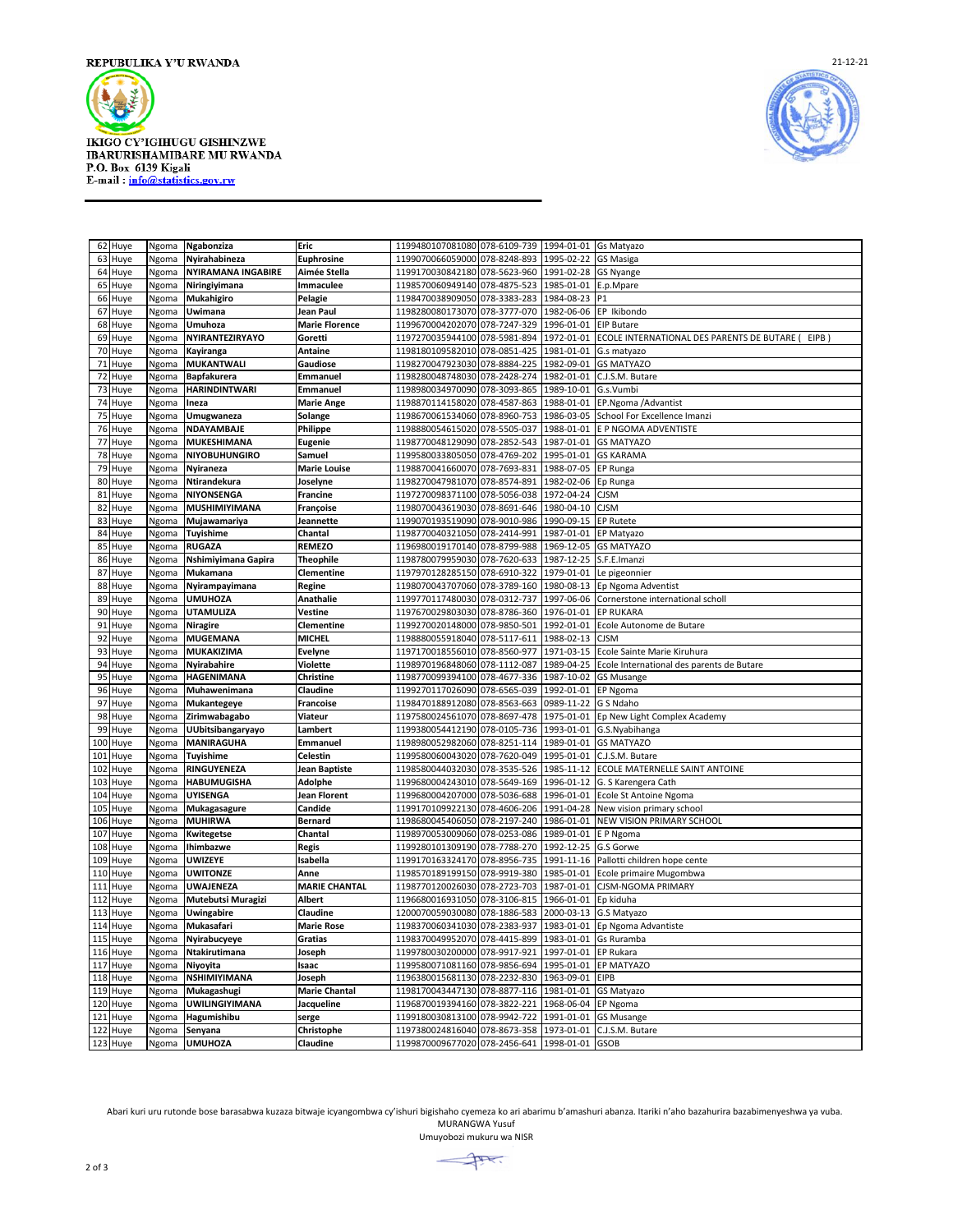**REPUBULIKA Y'U RWANDA**

21-12-21

**IKIGO CY'IGIHUGU GISHINZWE IBARURISHAMIBARE MU RWANDA**
**P.O. Box 6139 Kigali**
**E-mail : info@statistics.gov.rw**

| | | | | | | | | |
|---|---|---|---|---|---|---|---|---|
| 62 | Huye | Ngoma | Ngabonziza | Eric | 1199480107081080 | 078-6109-739 | 1994-01-01 | Gs Matyazo |
| 63 | Huye | Ngoma | Nyirahabineza | Euphrosine | 1199070066059000 | 078-8248-893 | 1995-02-22 | GS Masiga |
| 64 | Huye | Ngoma | NYIRAMANA INGABIRE | Aimée Stella | 1199170030842180 | 078-5623-960 | 1991-02-28 | GS Nyange |
| 65 | Huye | Ngoma | Niringiyimana | Immaculee | 1198570060949140 | 078-4875-523 | 1985-01-01 | E.p.Mpare |
| 66 | Huye | Ngoma | Mukahigiro | Pelagie | 1198470038909050 | 078-3383-283 | 1984-08-23 | P1 |
| 67 | Huye | Ngoma | Uwimana | Jean Paul | 1198280080173070 | 078-3777-070 | 1982-06-06 | EP Ikibondo |
| 68 | Huye | Ngoma | Umuhoza | Marie Florence | 1199670004202070 | 078-7247-329 | 1996-01-01 | EIP Butare |
| 69 | Huye | Ngoma | NYIRANTEZIRYAYO | Goretti | 1197270035944100 | 078-5981-894 | 1972-01-01 | ECOLE INTERNATIONAL DES PARENTS DE BUTARE ( EIPB ) |
| 70 | Huye | Ngoma | Kayiranga | Antaine | 1198180109582010 | 078-0851-425 | 1981-01-01 | G.s matyazo |
| 71 | Huye | Ngoma | MUKANTWALI | Gaudiose | 1198270047923030 | 078-8884-225 | 1982-09-01 | GS MATYAZO |
| 72 | Huye | Ngoma | Bapfakurera | Emmanuel | 1198280048748030 | 078-2428-274 | 1982-01-01 | C.J.S.M. Butare |
| 73 | Huye | Ngoma | HARINDINTWARI | Emmanuel | 1198980034970090 | 078-3093-865 | 1989-10-01 | G.s.Vumbi |
| 74 | Huye | Ngoma | Ineza | Marie Ange | 1198870114158020 | 078-4587-863 | 1988-01-01 | EP.Ngoma /Advantist |
| 75 | Huye | Ngoma | Umugwaneza | Solange | 1198670061534060 | 078-8960-753 | 1986-03-05 | School For Excellence Imanzi |
| 76 | Huye | Ngoma | NDAYAMBAJE | Philippe | 1198880054615020 | 078-5505-037 | 1988-01-01 | E P NGOMA ADVENTISTE |
| 77 | Huye | Ngoma | MUKESHIMANA | Eugenie | 1198770048129090 | 078-2852-543 | 1987-01-01 | GS MATYAZO |
| 78 | Huye | Ngoma | NIYOBUHUNGIRO | Samuel | 1199580033805050 | 078-4769-202 | 1995-01-01 | GS KARAMA |
| 79 | Huye | Ngoma | Nyiraneza | Marie Louise | 1198870041660070 | 078-7693-831 | 1988-07-05 | EP Runga |
| 80 | Huye | Ngoma | Ntirandekura | Joselyne | 1198270047981070 | 078-8574-891 | 1982-02-06 | Ep Runga |
| 81 | Huye | Ngoma | NIYONSENGA | Francine | 1197270098371100 | 078-5056-038 | 1972-04-24 | CJSM |
| 82 | Huye | Ngoma | MUSHIMIYIMANA | Françoise | 1198070043619030 | 078-8691-646 | 1980-04-10 | CJSM |
| 83 | Huye | Ngoma | Mujawamariya | Jeannette | 1199070193519090 | 078-9010-986 | 1990-09-15 | EP Rutete |
| 84 | Huye | Ngoma | Tuyishime | Chantal | 1198770040321050 | 078-2414-991 | 1987-01-01 | EP Matyazo |
| 85 | Huye | Ngoma | RUGAZA | REMEZO | 1196980019170140 | 078-8799-988 | 1969-12-05 | GS MATYAZO |
| 86 | Huye | Ngoma | Nshimiyimana Gapira | Theophile | 1198780079959030 | 078-7620-633 | 1987-12-25 | S.F.E.Imanzi |
| 87 | Huye | Ngoma | Mukamana | Clementine | 1197970128285150 | 078-6910-322 | 1979-01-01 | Le pigeonnier |
| 88 | Huye | Ngoma | Nyirampayimana | Regine | 1198070043707060 | 078-3789-160 | 1980-08-13 | Ep Ngoma Adventist |
| 89 | Huye | Ngoma | UMUHOZA | Anathalie | 1199770117480030 | 078-0312-737 | 1997-06-06 | Cornerstone international scholl |
| 90 | Huye | Ngoma | UTAMULIZA | Vestine | 1197670029803030 | 078-8786-360 | 1976-01-01 | EP RUKARA |
| 91 | Huye | Ngoma | Niragire | Clementine | 1199270020148000 | 078-9850-501 | 1992-01-01 | Ecole Autonome de Butare |
| 92 | Huye | Ngoma | MUGEMANA | MICHEL | 1198880055918040 | 078-5117-611 | 1988-02-13 | CJSM |
| 93 | Huye | Ngoma | MUKAKIZIMA | Evelyne | 1197170018556010 | 078-8560-977 | 1971-03-15 | Ecole Sainte Marie Kiruhura |
| 94 | Huye | Ngoma | Nyirabahire | Violette | 1198970196848060 | 078-1112-087 | 1989-04-25 | Ecole International des parents de Butare |
| 95 | Huye | Ngoma | HAGENIMANA | Christine | 1198770099394100 | 078-4677-336 | 1987-10-02 | GS Musange |
| 96 | Huye | Ngoma | Muhawenimana | Claudine | 1199270117026090 | 078-6565-039 | 1992-01-01 | EP Ngoma |
| 97 | Huye | Ngoma | Mukantegeye | Francoise | 1198470188912080 | 078-8563-663 | 0989-11-22 | G S Ndaho |
| 98 | Huye | Ngoma | Zirimwabagabo | Viateur | 1197580024561070 | 078-8697-478 | 1975-01-01 | Ep New Light Complex Academy |
| 99 | Huye | Ngoma | UUbitsibangaryayo | Lambert | 1199380054412190 | 078-0105-736 | 1993-01-01 | G.S.Nyabihanga |
| 100 | Huye | Ngoma | MANIRAGUHA | Emmanuel | 1198980052982060 | 078-8251-114 | 1989-01-01 | GS MATYAZO |
| 101 | Huye | Ngoma | Tuyishime | Celestin | 1199580060043020 | 078-7620-049 | 1995-01-01 | C.J.S.M. Butare |
| 102 | Huye | Ngoma | RINGUYENEZA | Jean Baptiste | 1198580044032030 | 078-3535-526 | 1985-11-12 | ECOLE MATERNELLE SAINT ANTOINE |
| 103 | Huye | Ngoma | HABUMUGISHA | Adolphe | 1199680004243010 | 078-5649-169 | 1996-01-12 | G. S Karengera Cath |
| 104 | Huye | Ngoma | UYISENGA | Jean Florent | 1199680004207000 | 078-5036-688 | 1996-01-01 | Ecole St Antoine Ngoma |
| 105 | Huye | Ngoma | Mukagasagure | Candide | 1199170109922130 | 078-4606-206 | 1991-04-28 | New vision primary school |
| 106 | Huye | Ngoma | MUHIRWA | Bernard | 1198680045406050 | 078-2197-240 | 1986-01-01 | NEW VISION PRIMARY SCHOOL |
| 107 | Huye | Ngoma | Kwitegetse | Chantal | 1198970053009060 | 078-0253-086 | 1989-01-01 | E P Ngoma |
| 108 | Huye | Ngoma | Ihimbazwe | Regis | 1199280101309190 | 078-7788-270 | 1992-12-25 | G.S Gorwe |
| 109 | Huye | Ngoma | UWIZEYE | Isabella | 1199170163324170 | 078-8956-735 | 1991-11-16 | Pallotti children hope cente |
| 110 | Huye | Ngoma | UWITONZE | Anne | 1198570189199150 | 078-9919-380 | 1985-01-01 | Ecole primaire Mugombwa |
| 111 | Huye | Ngoma | UWAJENEZA | MARIE CHANTAL | 1198770120026030 | 078-2723-703 | 1987-01-01 | CJSM-NGOMA PRIMARY |
| 112 | Huye | Ngoma | Mutebutsi Muragizi | Albert | 1196680016931050 | 078-3106-815 | 1966-01-01 | Ep kiduha |
| 113 | Huye | Ngoma | Uwingabire | Claudine | 1200070059030080 | 078-1886-583 | 2000-03-13 | G.S Matyazo |
| 114 | Huye | Ngoma | Mukasafari | Marie Rose | 1198370060341030 | 078-2383-937 | 1983-01-01 | Ep Ngoma Advantiste |
| 115 | Huye | Ngoma | Nyirabucyeye | Gratias | 1198370049952070 | 078-4415-899 | 1983-01-01 | Gs Ruramba |
| 116 | Huye | Ngoma | Ntakirutimana | Joseph | 1199780030200000 | 078-9917-921 | 1997-01-01 | EP Rukara |
| 117 | Huye | Ngoma | Niyoyita | Isaac | 1199580071081160 | 078-9856-694 | 1995-01-01 | EP MATYAZO |
| 118 | Huye | Ngoma | NSHIMIYIMANA | Joseph | 1196380015681130 | 078-2232-830 | 1963-09-01 | EIPB |
| 119 | Huye | Ngoma | Mukagashugi | Marie Chantal | 1198170043447130 | 078-8877-116 | 1981-01-01 | GS Matyazo |
| 120 | Huye | Ngoma | UWILINGIYIMANA | Jacqueline | 1196870019394160 | 078-3822-221 | 1968-06-04 | EP Ngoma |
| 121 | Huye | Ngoma | Hagumishibu | serge | 1199180030813100 | 078-9942-722 | 1991-01-01 | GS Musange |
| 122 | Huye | Ngoma | Senyana | Christophe | 1197380024816040 | 078-8673-358 | 1973-01-01 | C.J.S.M. Butare |
| 123 | Huye | Ngoma | UMUHOZA | Claudine | 1199870009677020 | 078-2456-641 | 1998-01-01 | GSOB |

Abari kuri uru rutonde bose barasabwa kuzaza bitwaje icyangombwa cy'ishuri bigishaho cyemeza ko ari abarimu b'amashuri abanza. Itariki n'aho bazahurira bazabimenyeshwa ya vuba.

MURANGWA Yusuf

Umuyobozi mukuru wa NISR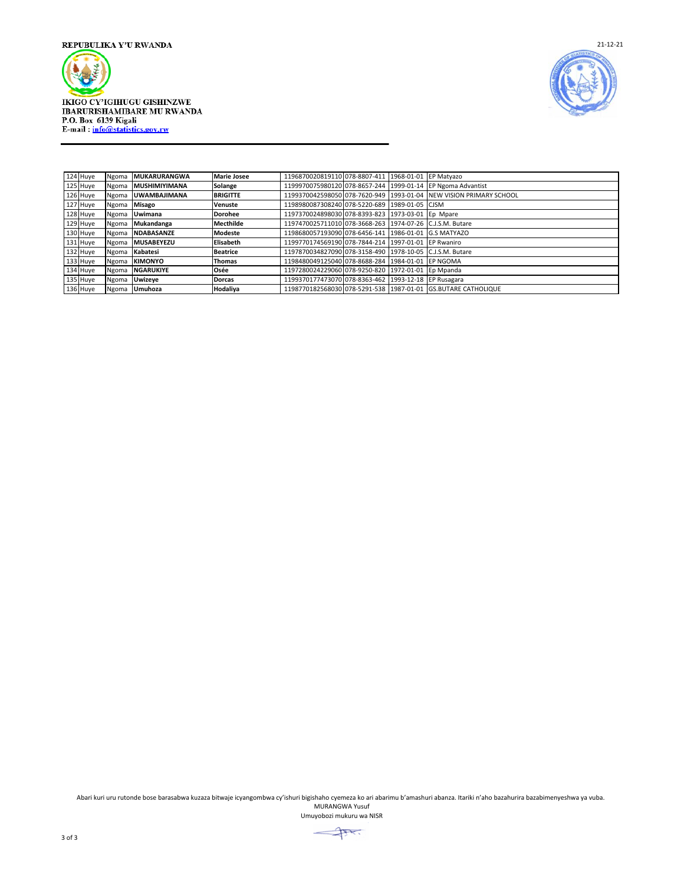REPUBULIKA Y'U RWANDA

IKIGO CY'IGIHUGU GISHINZWE
IBARURISHAMIBARE MU RWANDA
P.O. Box 6139 Kigali
E-mail : info@statistics.gov.rw

21-12-21

| | | | | | | | | |
|---|---|---|---|---|---|---|---|---|
| 124 | Huye | Ngoma | **MUKARURANGWA** | **Marie Josee** | 1196870020819110 | 078-8807-411 | 1968-01-01 | EP Matyazo |
| 125 | Huye | Ngoma | **MUSHIMIYIMANA** | **Solange** | 1199970075980120 | 078-8657-244 | 1999-01-14 | EP Ngoma Advantist |
| 126 | Huye | Ngoma | **UWAMBAJIMANA** | **BRIGITTE** | 1199370042598050 | 078-7620-949 | 1993-01-04 | NEW VISION PRIMARY SCHOOL |
| 127 | Huye | Ngoma | **Misago** | **Venuste** | 1198980087308240 | 078-5220-689 | 1989-01-05 | CJSM |
| 128 | Huye | Ngoma | **Uwimana** | **Dorohee** | 1197370024898030 | 078-8393-823 | 1973-03-01 | Ep Mpare |
| 129 | Huye | Ngoma | **Mukandanga** | **Mecthilde** | 1197470025711010 | 078-3668-263 | 1974-07-26 | C.J.S.M. Butare |
| 130 | Huye | Ngoma | **NDABASANZE** | **Modeste** | 1198680057193090 | 078-6456-141 | 1986-01-01 | G.S MATYAZO |
| 131 | Huye | Ngoma | **MUSABEYEZU** | **Elisabeth** | 1199770174569190 | 078-7844-214 | 1997-01-01 | EP Rwaniro |
| 132 | Huye | Ngoma | **Kabatesi** | **Beatrice** | 1197870034827090 | 078-3158-490 | 1978-10-05 | C.J.S.M. Butare |
| 133 | Huye | Ngoma | **KIMONYO** | **Thomas** | 1198480049125040 | 078-8688-284 | 1984-01-01 | EP NGOMA |
| 134 | Huye | Ngoma | **NGARUKIYE** | **Osée** | 1197280024229060 | 078-9250-820 | 1972-01-01 | Ep Mpanda |
| 135 | Huye | Ngoma | **Uwizeye** | **Dorcas** | 1199370177473070 | 078-8363-462 | 1993-12-18 | EP Rusagara |
| 136 | Huye | Ngoma | **Umuhoza** | **Hodaliya** | 1198770182568030 | 078-5291-538 | 1987-01-01 | GS.BUTARE CATHOLIQUE |

Abari kuri uru rutonde bose barasabwa kuzaza bitwaje icyangombwa cy'ishuri bigishaho cyemeza ko ari abarimu b'amashuri abanza. Itariki n'aho bazahurira bazabimenyeshwa ya vuba.

MURANGWA Yusuf

Umuyobozi mukuru wa NISR